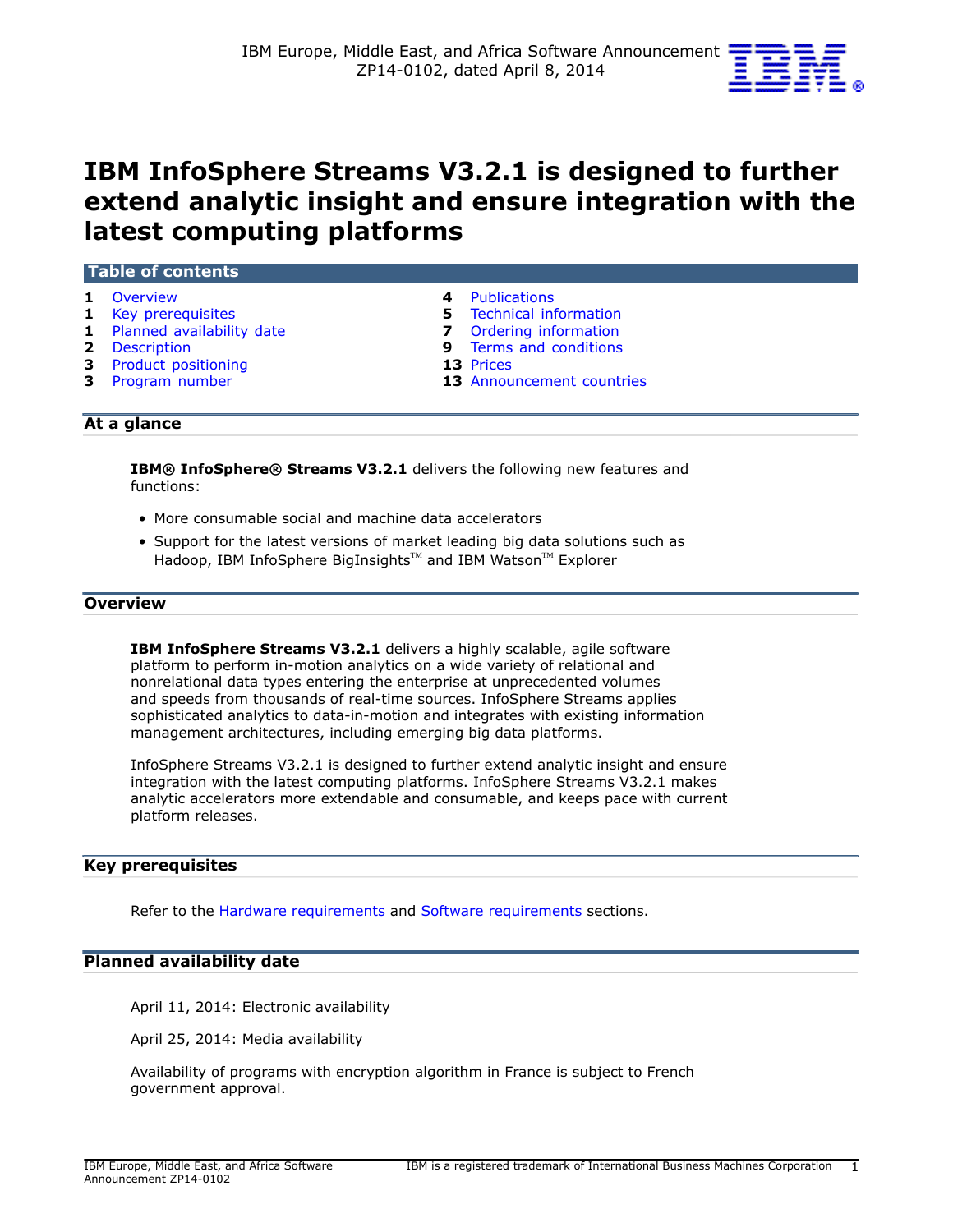IBM Europe, Middle East, and Africa Software Announcement ZP14-0102, dated April 8, 2014

# IBM InfoSphere Streams V3.2.1 is designed to further extend analytic insight and ensure integration with the latest computing platforms

## Table of contents

| | | | |
|---|---|---|---|
| 1 | Overview | 4 | Publications |
| 1 | Key prerequisites | 5 | Technical information |
| 1 | Planned availability date | 7 | Ordering information |
| 2 | Description | 9 | Terms and conditions |
| 3 | Product positioning | 13 | Prices |
| 3 | Program number | 13 | Announcement countries |

## At a glance

**IBM® InfoSphere® Streams V3.2.1** delivers the following new features and functions:

- More consumable social and machine data accelerators
- Support for the latest versions of market leading big data solutions such as Hadoop, IBM InfoSphere BigInsights™ and IBM Watson™ Explorer

## Overview

**IBM InfoSphere Streams V3.2.1** delivers a highly scalable, agile software platform to perform in-motion analytics on a wide variety of relational and nonrelational data types entering the enterprise at unprecedented volumes and speeds from thousands of real-time sources. InfoSphere Streams applies sophisticated analytics to data-in-motion and integrates with existing information management architectures, including emerging big data platforms.

InfoSphere Streams V3.2.1 is designed to further extend analytic insight and ensure integration with the latest computing platforms. InfoSphere Streams V3.2.1 makes analytic accelerators more extendable and consumable, and keeps pace with current platform releases.

## Key prerequisites

Refer to the Hardware requirements and Software requirements sections.

## Planned availability date

April 11, 2014: Electronic availability

April 25, 2014: Media availability

Availability of programs with encryption algorithm in France is subject to French government approval.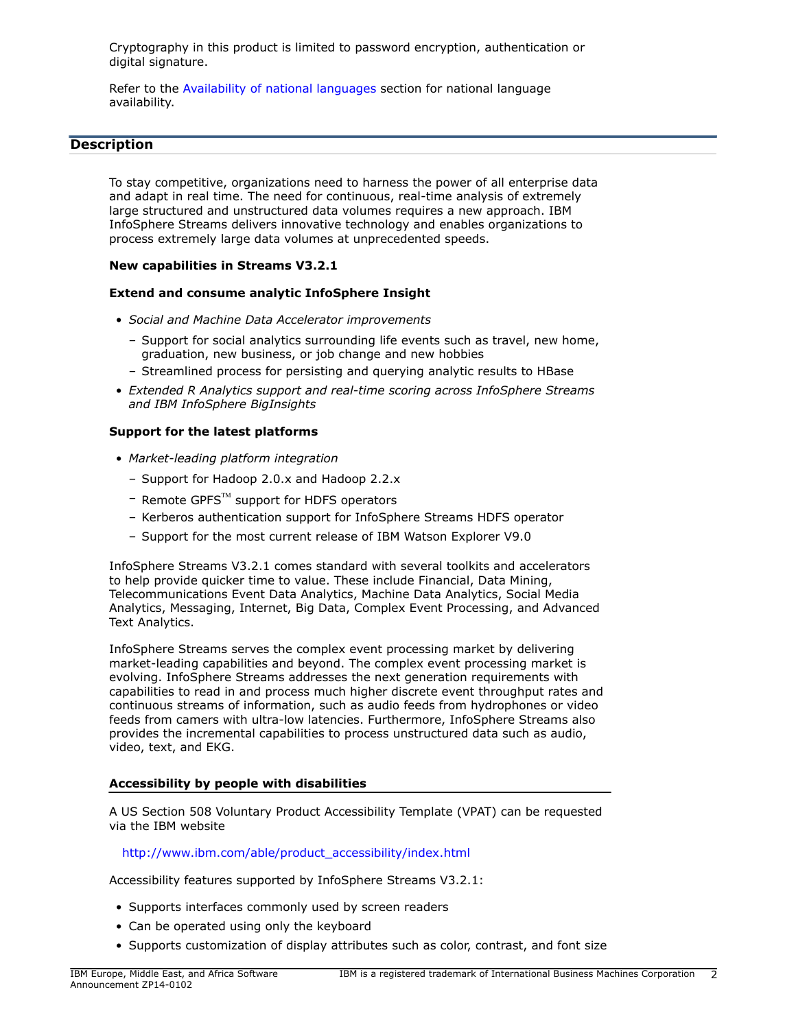Cryptography in this product is limited to password encryption, authentication or digital signature.

Refer to the Availability of national languages section for national language availability.

## Description

To stay competitive, organizations need to harness the power of all enterprise data and adapt in real time. The need for continuous, real-time analysis of extremely large structured and unstructured data volumes requires a new approach. IBM InfoSphere Streams delivers innovative technology and enables organizations to process extremely large data volumes at unprecedented speeds.

**New capabilities in Streams V3.2.1**

**Extend and consume analytic InfoSphere Insight**

- *Social and Machine Data Accelerator improvements*
  - Support for social analytics surrounding life events such as travel, new home, graduation, new business, or job change and new hobbies
  - Streamlined process for persisting and querying analytic results to HBase
- *Extended R Analytics support and real-time scoring across InfoSphere Streams and IBM InfoSphere BigInsights*

**Support for the latest platforms**

- *Market-leading platform integration*
  - Support for Hadoop 2.0.x and Hadoop 2.2.x
  - Remote GPFS™ support for HDFS operators
  - Kerberos authentication support for InfoSphere Streams HDFS operator
  - Support for the most current release of IBM Watson Explorer V9.0

InfoSphere Streams V3.2.1 comes standard with several toolkits and accelerators to help provide quicker time to value. These include Financial, Data Mining, Telecommunications Event Data Analytics, Machine Data Analytics, Social Media Analytics, Messaging, Internet, Big Data, Complex Event Processing, and Advanced Text Analytics.

InfoSphere Streams serves the complex event processing market by delivering market-leading capabilities and beyond. The complex event processing market is evolving. InfoSphere Streams addresses the next generation requirements with capabilities to read in and process much higher discrete event throughput rates and continuous streams of information, such as audio feeds from hydrophones or video feeds from camers with ultra-low latencies. Furthermore, InfoSphere Streams also provides the incremental capabilities to process unstructured data such as audio, video, text, and EKG.

### Accessibility by people with disabilities

A US Section 508 Voluntary Product Accessibility Template (VPAT) can be requested via the IBM website

http://www.ibm.com/able/product_accessibility/index.html

Accessibility features supported by InfoSphere Streams V3.2.1:

- Supports interfaces commonly used by screen readers
- Can be operated using only the keyboard
- Supports customization of display attributes such as color, contrast, and font size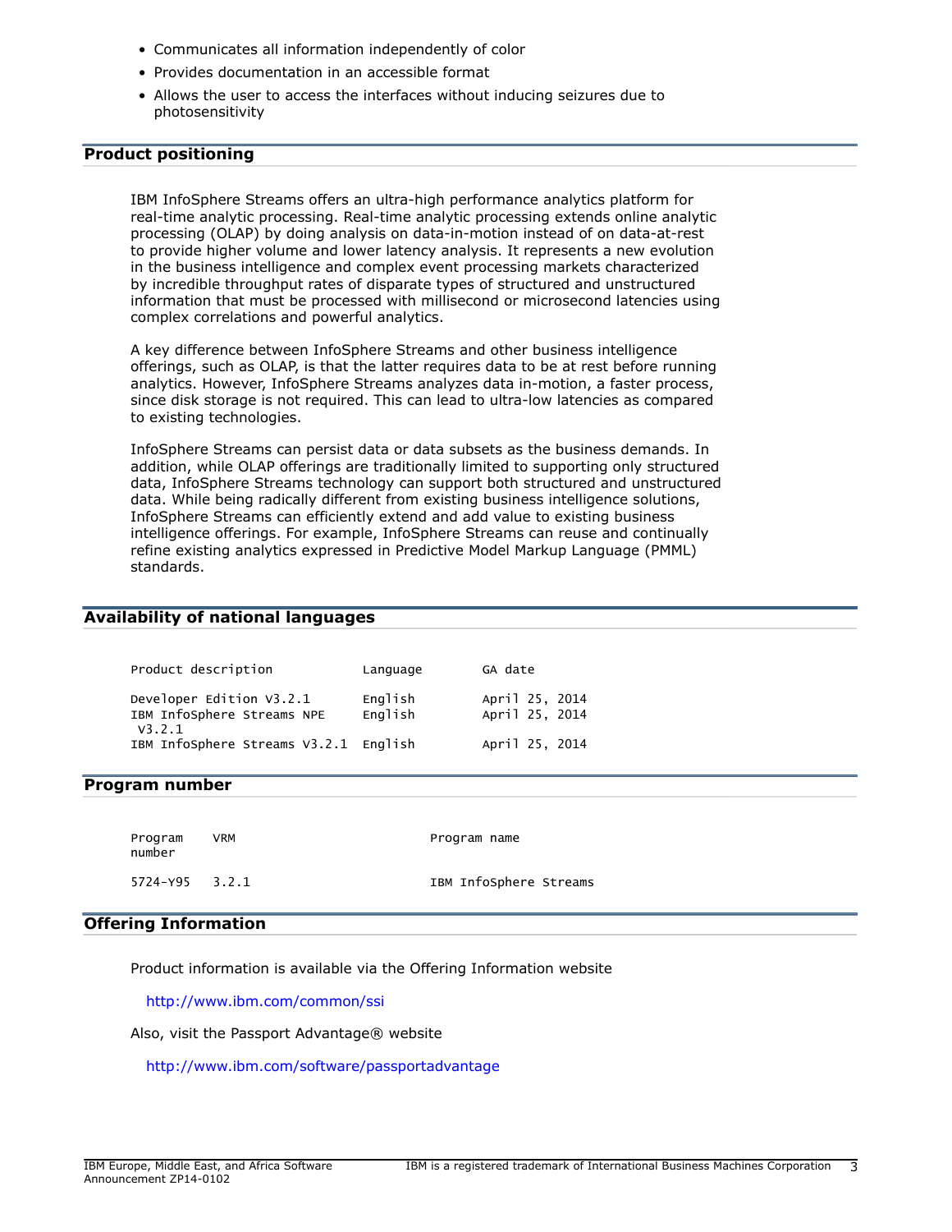- Communicates all information independently of color
- Provides documentation in an accessible format
- Allows the user to access the interfaces without inducing seizures due to photosensitivity

## Product positioning

IBM InfoSphere Streams offers an ultra-high performance analytics platform for real-time analytic processing. Real-time analytic processing extends online analytic processing (OLAP) by doing analysis on data-in-motion instead of on data-at-rest to provide higher volume and lower latency analysis. It represents a new evolution in the business intelligence and complex event processing markets characterized by incredible throughput rates of disparate types of structured and unstructured information that must be processed with millisecond or microsecond latencies using complex correlations and powerful analytics.

A key difference between InfoSphere Streams and other business intelligence offerings, such as OLAP, is that the latter requires data to be at rest before running analytics. However, InfoSphere Streams analyzes data in-motion, a faster process, since disk storage is not required. This can lead to ultra-low latencies as compared to existing technologies.

InfoSphere Streams can persist data or data subsets as the business demands. In addition, while OLAP offerings are traditionally limited to supporting only structured data, InfoSphere Streams technology can support both structured and unstructured data. While being radically different from existing business intelligence solutions, InfoSphere Streams can efficiently extend and add value to existing business intelligence offerings. For example, InfoSphere Streams can reuse and continually refine existing analytics expressed in Predictive Model Markup Language (PMML) standards.

## Availability of national languages

| Product description | Language | GA date |
|---|---|---|
| Developer Edition V3.2.1 | English | April 25, 2014 |
| IBM InfoSphere Streams NPE V3.2.1 | English | April 25, 2014 |
| IBM InfoSphere Streams V3.2.1 | English | April 25, 2014 |

## Program number

| Program number | VRM | Program name |
|---|---|---|
| 5724-Y95 | 3.2.1 | IBM InfoSphere Streams |

## Offering Information

Product information is available via the Offering Information website

http://www.ibm.com/common/ssi

Also, visit the Passport Advantage® website

http://www.ibm.com/software/passportadvantage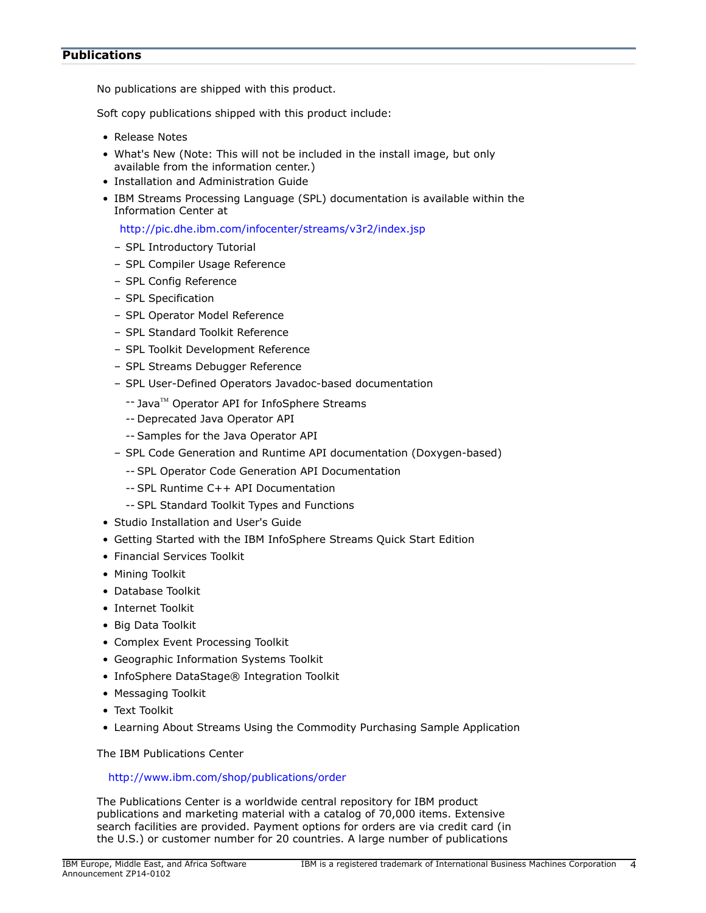## Publications

No publications are shipped with this product.

Soft copy publications shipped with this product include:

- Release Notes
- What's New (Note: This will not be included in the install image, but only available from the information center.)
- Installation and Administration Guide
- IBM Streams Processing Language (SPL) documentation is available within the Information Center at

  http://pic.dhe.ibm.com/infocenter/streams/v3r2/index.jsp

  - SPL Introductory Tutorial
  - SPL Compiler Usage Reference
  - SPL Config Reference
  - SPL Specification
  - SPL Operator Model Reference
  - SPL Standard Toolkit Reference
  - SPL Toolkit Development Reference
  - SPL Streams Debugger Reference
  - SPL User-Defined Operators Javadoc-based documentation
    - Java™ Operator API for InfoSphere Streams
    - Deprecated Java Operator API
    - Samples for the Java Operator API
  - SPL Code Generation and Runtime API documentation (Doxygen-based)
    - SPL Operator Code Generation API Documentation
    - SPL Runtime C++ API Documentation
    - SPL Standard Toolkit Types and Functions
- Studio Installation and User's Guide
- Getting Started with the IBM InfoSphere Streams Quick Start Edition
- Financial Services Toolkit
- Mining Toolkit
- Database Toolkit
- Internet Toolkit
- Big Data Toolkit
- Complex Event Processing Toolkit
- Geographic Information Systems Toolkit
- InfoSphere DataStage® Integration Toolkit
- Messaging Toolkit
- Text Toolkit
- Learning About Streams Using the Commodity Purchasing Sample Application

The IBM Publications Center

http://www.ibm.com/shop/publications/order

The Publications Center is a worldwide central repository for IBM product publications and marketing material with a catalog of 70,000 items. Extensive search facilities are provided. Payment options for orders are via credit card (in the U.S.) or customer number for 20 countries. A large number of publications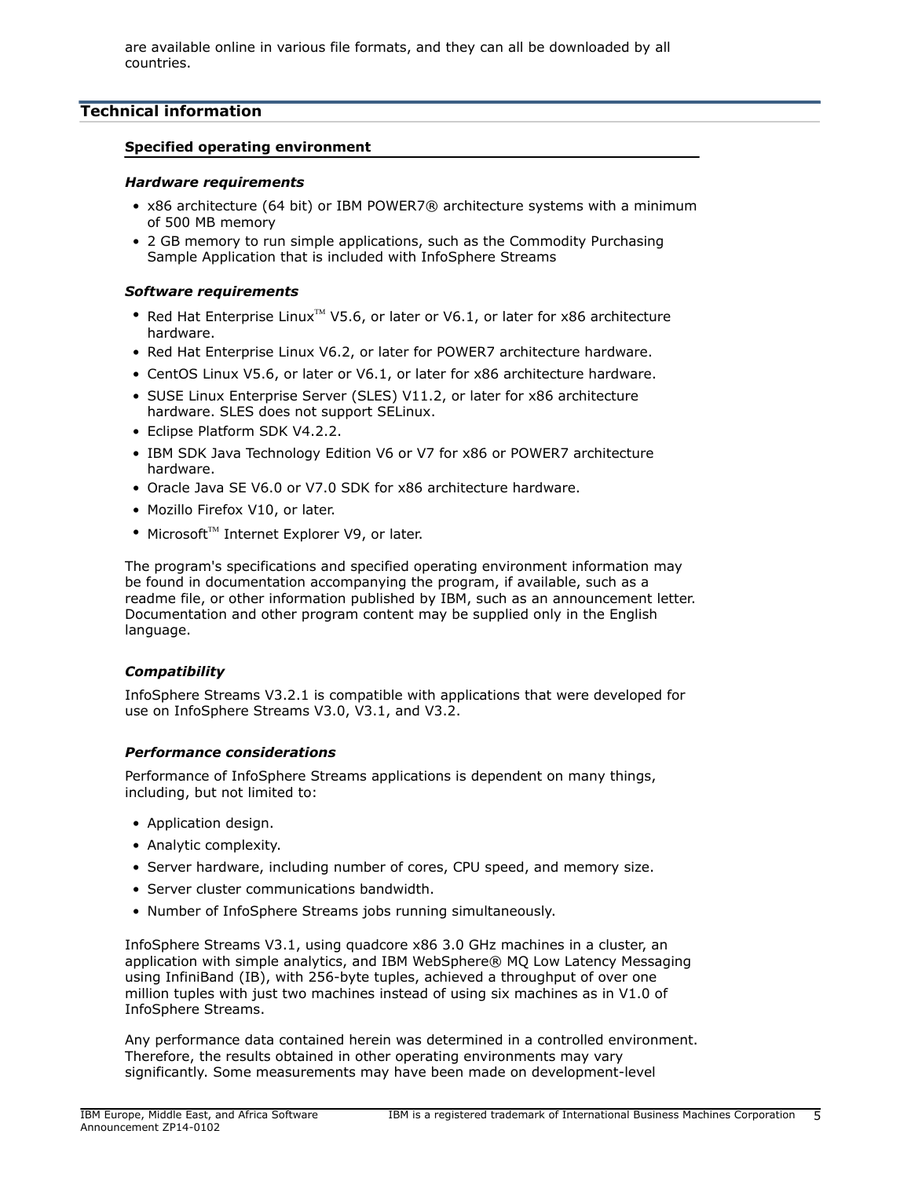are available online in various file formats, and they can all be downloaded by all countries.

## Technical information

### Specified operating environment

#### *Hardware requirements*

- x86 architecture (64 bit) or IBM POWER7® architecture systems with a minimum of 500 MB memory
- 2 GB memory to run simple applications, such as the Commodity Purchasing Sample Application that is included with InfoSphere Streams

#### *Software requirements*

- Red Hat Enterprise Linux™ V5.6, or later or V6.1, or later for x86 architecture hardware.
- Red Hat Enterprise Linux V6.2, or later for POWER7 architecture hardware.
- CentOS Linux V5.6, or later or V6.1, or later for x86 architecture hardware.
- SUSE Linux Enterprise Server (SLES) V11.2, or later for x86 architecture hardware. SLES does not support SELinux.
- Eclipse Platform SDK V4.2.2.
- IBM SDK Java Technology Edition V6 or V7 for x86 or POWER7 architecture hardware.
- Oracle Java SE V6.0 or V7.0 SDK for x86 architecture hardware.
- Mozillo Firefox V10, or later.
- Microsoft™ Internet Explorer V9, or later.

The program's specifications and specified operating environment information may be found in documentation accompanying the program, if available, such as a readme file, or other information published by IBM, such as an announcement letter. Documentation and other program content may be supplied only in the English language.

#### *Compatibility*

InfoSphere Streams V3.2.1 is compatible with applications that were developed for use on InfoSphere Streams V3.0, V3.1, and V3.2.

#### *Performance considerations*

Performance of InfoSphere Streams applications is dependent on many things, including, but not limited to:

- Application design.
- Analytic complexity.
- Server hardware, including number of cores, CPU speed, and memory size.
- Server cluster communications bandwidth.
- Number of InfoSphere Streams jobs running simultaneously.

InfoSphere Streams V3.1, using quadcore x86 3.0 GHz machines in a cluster, an application with simple analytics, and IBM WebSphere® MQ Low Latency Messaging using InfiniBand (IB), with 256-byte tuples, achieved a throughput of over one million tuples with just two machines instead of using six machines as in V1.0 of InfoSphere Streams.

Any performance data contained herein was determined in a controlled environment. Therefore, the results obtained in other operating environments may vary significantly. Some measurements may have been made on development-level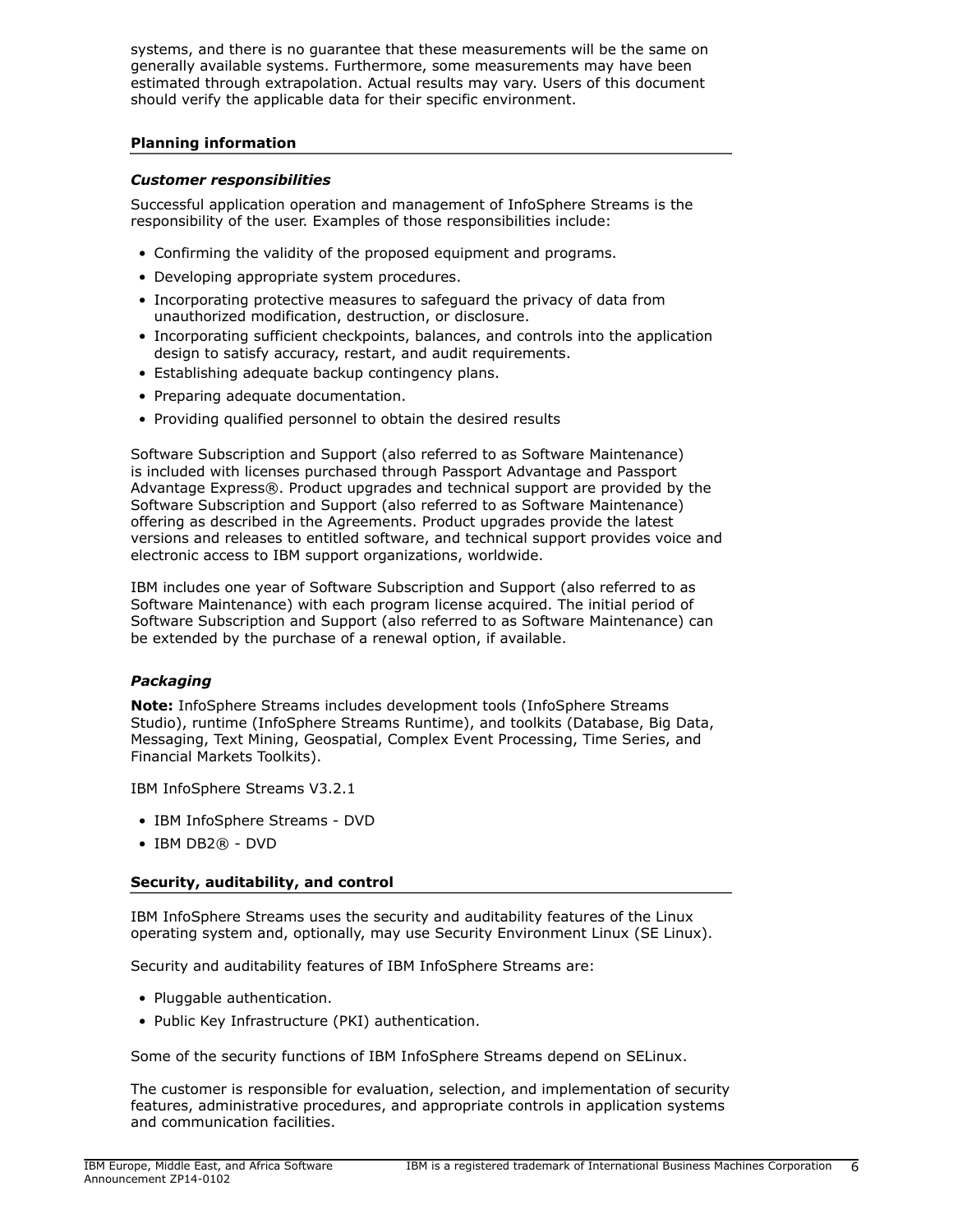systems, and there is no guarantee that these measurements will be the same on generally available systems. Furthermore, some measurements may have been estimated through extrapolation. Actual results may vary. Users of this document should verify the applicable data for their specific environment.

## Planning information

### *Customer responsibilities*

Successful application operation and management of InfoSphere Streams is the responsibility of the user. Examples of those responsibilities include:

- Confirming the validity of the proposed equipment and programs.
- Developing appropriate system procedures.
- Incorporating protective measures to safeguard the privacy of data from unauthorized modification, destruction, or disclosure.
- Incorporating sufficient checkpoints, balances, and controls into the application design to satisfy accuracy, restart, and audit requirements.
- Establishing adequate backup contingency plans.
- Preparing adequate documentation.
- Providing qualified personnel to obtain the desired results

Software Subscription and Support (also referred to as Software Maintenance) is included with licenses purchased through Passport Advantage and Passport Advantage Express®. Product upgrades and technical support are provided by the Software Subscription and Support (also referred to as Software Maintenance) offering as described in the Agreements. Product upgrades provide the latest versions and releases to entitled software, and technical support provides voice and electronic access to IBM support organizations, worldwide.

IBM includes one year of Software Subscription and Support (also referred to as Software Maintenance) with each program license acquired. The initial period of Software Subscription and Support (also referred to as Software Maintenance) can be extended by the purchase of a renewal option, if available.

### *Packaging*

**Note:** InfoSphere Streams includes development tools (InfoSphere Streams Studio), runtime (InfoSphere Streams Runtime), and toolkits (Database, Big Data, Messaging, Text Mining, Geospatial, Complex Event Processing, Time Series, and Financial Markets Toolkits).

IBM InfoSphere Streams V3.2.1

- IBM InfoSphere Streams - DVD
- IBM DB2® - DVD

## Security, auditability, and control

IBM InfoSphere Streams uses the security and auditability features of the Linux operating system and, optionally, may use Security Environment Linux (SE Linux).

Security and auditability features of IBM InfoSphere Streams are:

- Pluggable authentication.
- Public Key Infrastructure (PKI) authentication.

Some of the security functions of IBM InfoSphere Streams depend on SELinux.

The customer is responsible for evaluation, selection, and implementation of security features, administrative procedures, and appropriate controls in application systems and communication facilities.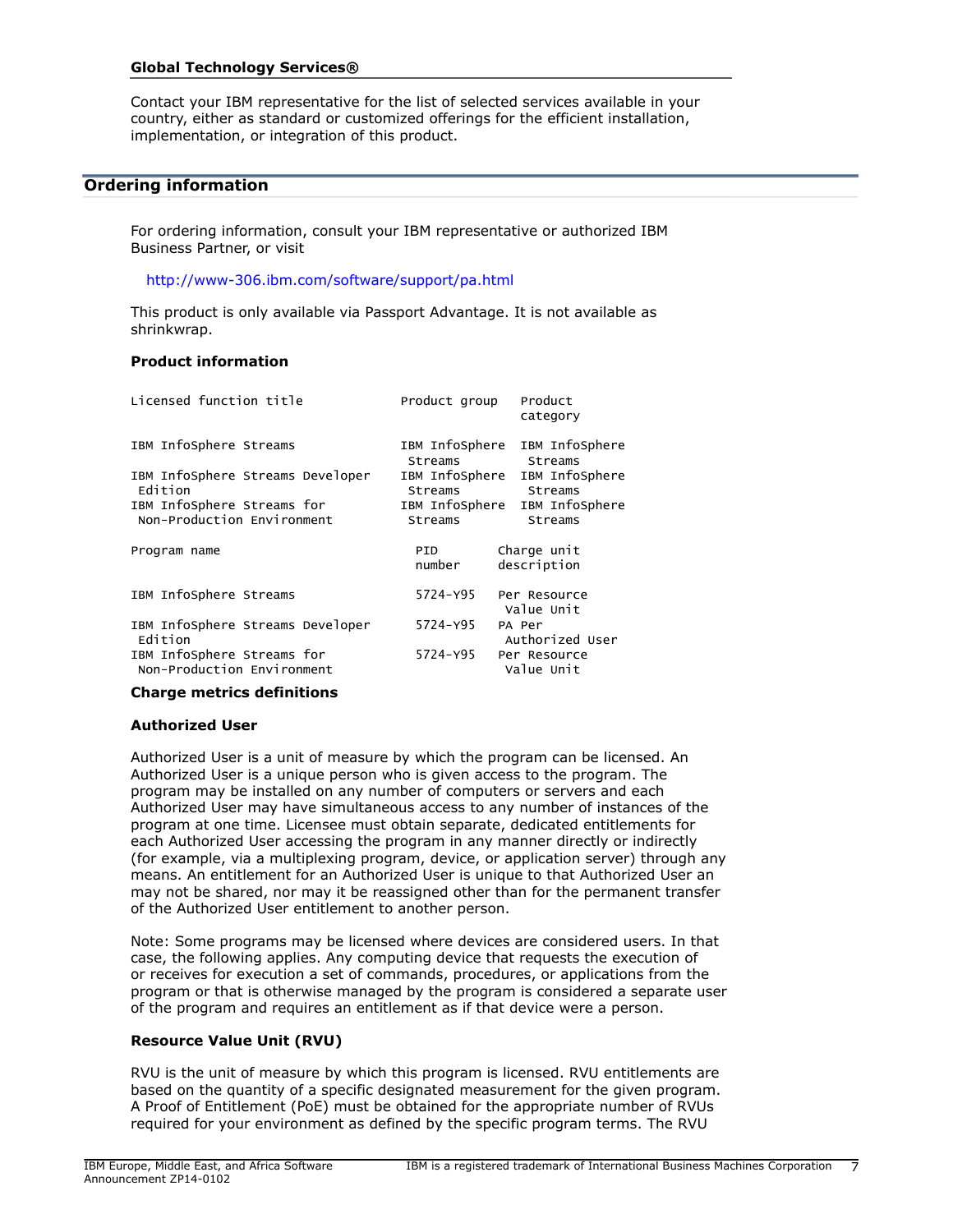### Global Technology Services®

Contact your IBM representative for the list of selected services available in your country, either as standard or customized offerings for the efficient installation, implementation, or integration of this product.

## Ordering information

For ordering information, consult your IBM representative or authorized IBM Business Partner, or visit

http://www-306.ibm.com/software/support/pa.html

This product is only available via Passport Advantage. It is not available as shrinkwrap.

### Product information

| Licensed function title | Product group | Product category |
|---|---|---|
| IBM InfoSphere Streams | IBM InfoSphere Streams | IBM InfoSphere Streams |
| IBM InfoSphere Streams Developer Edition | IBM InfoSphere Streams | IBM InfoSphere Streams |
| IBM InfoSphere Streams for Non-Production Environment | IBM InfoSphere Streams | IBM InfoSphere Streams |

| Program name | PID number | Charge unit description |
|---|---|---|
| IBM InfoSphere Streams | 5724-Y95 | Per Resource Value Unit |
| IBM InfoSphere Streams Developer Edition | 5724-Y95 | PA Per Authorized User |
| IBM InfoSphere Streams for Non-Production Environment | 5724-Y95 | Per Resource Value Unit |

### Charge metrics definitions

### Authorized User

Authorized User is a unit of measure by which the program can be licensed. An Authorized User is a unique person who is given access to the program. The program may be installed on any number of computers or servers and each Authorized User may have simultaneous access to any number of instances of the program at one time. Licensee must obtain separate, dedicated entitlements for each Authorized User accessing the program in any manner directly or indirectly (for example, via a multiplexing program, device, or application server) through any means. An entitlement for an Authorized User is unique to that Authorized User an may not be shared, nor may it be reassigned other than for the permanent transfer of the Authorized User entitlement to another person.

Note: Some programs may be licensed where devices are considered users. In that case, the following applies. Any computing device that requests the execution of or receives for execution a set of commands, procedures, or applications from the program or that is otherwise managed by the program is considered a separate user of the program and requires an entitlement as if that device were a person.

### Resource Value Unit (RVU)

RVU is the unit of measure by which this program is licensed. RVU entitlements are based on the quantity of a specific designated measurement for the given program. A Proof of Entitlement (PoE) must be obtained for the appropriate number of RVUs required for your environment as defined by the specific program terms. The RVU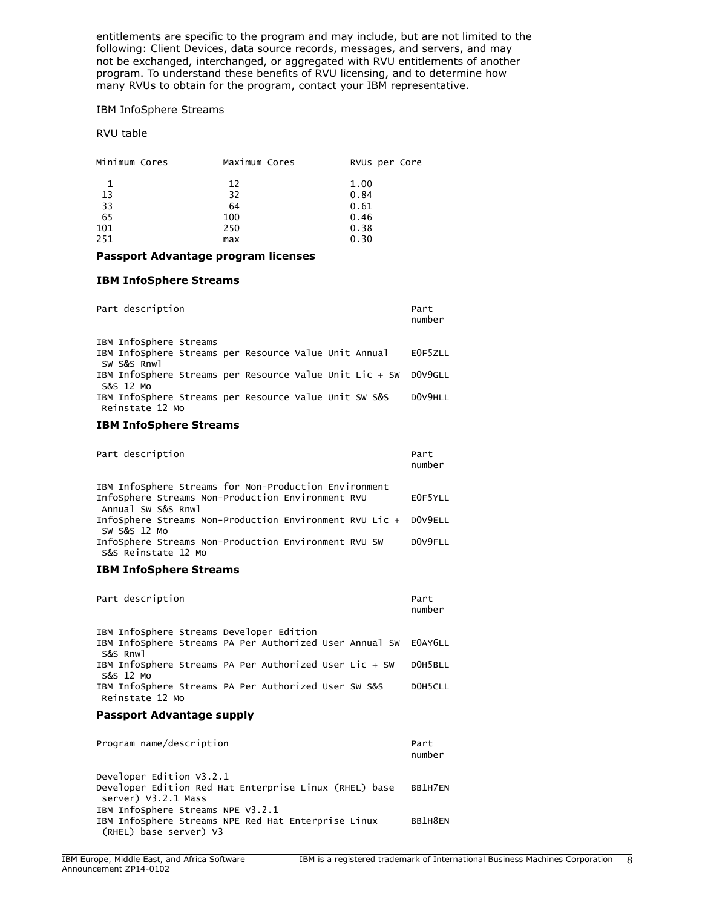entitlements are specific to the program and may include, but are not limited to the following: Client Devices, data source records, messages, and servers, and may not be exchanged, interchanged, or aggregated with RVU entitlements of another program. To understand these benefits of RVU licensing, and to determine how many RVUs to obtain for the program, contact your IBM representative.

IBM InfoSphere Streams

RVU table

| Minimum Cores | Maximum Cores | RVUs per Core |
|---|---|---|
| 1 | 12 | 1.00 |
| 13 | 32 | 0.84 |
| 33 | 64 | 0.61 |
| 65 | 100 | 0.46 |
| 101 | 250 | 0.38 |
| 251 | max | 0.30 |

**Passport Advantage program licenses**

**IBM InfoSphere Streams**

| Part description | Part number |
|---|---|
| IBM InfoSphere Streams | |
| IBM InfoSphere Streams per Resource Value Unit Annual SW S&S Rnwl | E0F5ZLL |
| IBM InfoSphere Streams per Resource Value Unit Lic + SW S&S 12 Mo | D0V9GLL |
| IBM InfoSphere Streams per Resource Value Unit SW S&S Reinstate 12 Mo | D0V9HLL |

**IBM InfoSphere Streams**

| Part description | Part number |
|---|---|
| IBM InfoSphere Streams for Non-Production Environment | |
| InfoSphere Streams Non-Production Environment RVU Annual SW S&S Rnwl | E0F5YLL |
| InfoSphere Streams Non-Production Environment RVU Lic + SW S&S 12 Mo | D0V9ELL |
| InfoSphere Streams Non-Production Environment RVU SW S&S Reinstate 12 Mo | D0V9FLL |

**IBM InfoSphere Streams**

| Part description | Part number |
|---|---|
| IBM InfoSphere Streams Developer Edition | |
| IBM InfoSphere Streams PA Per Authorized User Annual SW S&S Rnwl | E0AY6LL |
| IBM InfoSphere Streams PA Per Authorized User Lic + SW S&S 12 Mo | D0H5BLL |
| IBM InfoSphere Streams PA Per Authorized User SW S&S Reinstate 12 Mo | D0H5CLL |

**Passport Advantage supply**

| Program name/description | Part number |
|---|---|
| Developer Edition V3.2.1 | |
| Developer Edition Red Hat Enterprise Linux (RHEL) base server) V3.2.1 Mass | BB1H7EN |
| IBM InfoSphere Streams NPE V3.2.1 | |
| IBM InfoSphere Streams NPE Red Hat Enterprise Linux (RHEL) base server) V3 | BB1H8EN |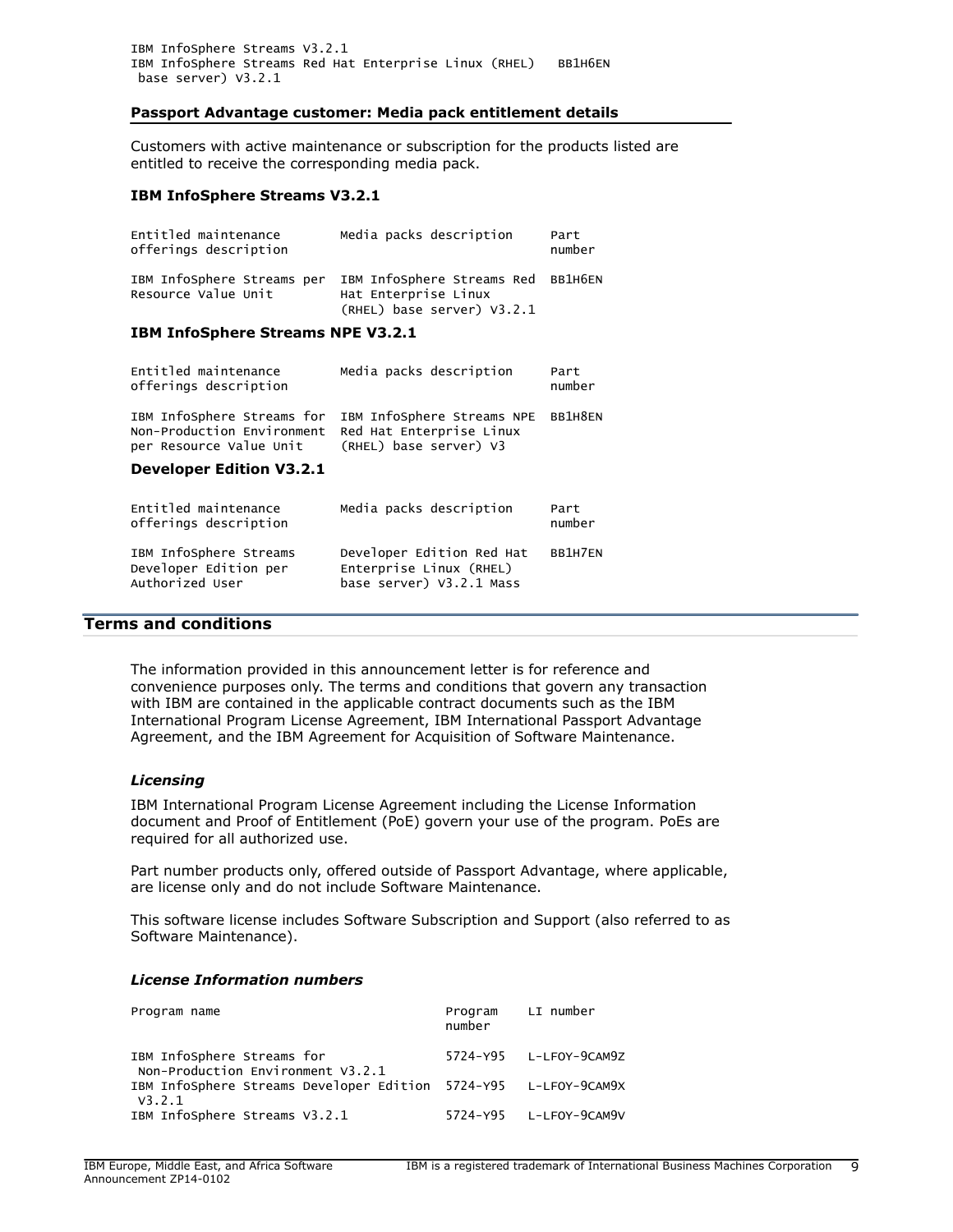| | |
|---|---|
| IBM InfoSphere Streams V3.2.1 | |
| IBM InfoSphere Streams Red Hat Enterprise Linux (RHEL) base server) V3.2.1 | BB1H6EN |

**Passport Advantage customer: Media pack entitlement details**

Customers with active maintenance or subscription for the products listed are entitled to receive the corresponding media pack.

**IBM InfoSphere Streams V3.2.1**

| Entitled maintenance offerings description | Media packs description | Part number |
|---|---|---|
| IBM InfoSphere Streams per Resource Value Unit | IBM InfoSphere Streams Red Hat Enterprise Linux (RHEL) base server) V3.2.1 | BB1H6EN |

**IBM InfoSphere Streams NPE V3.2.1**

| Entitled maintenance offerings description | Media packs description | Part number |
|---|---|---|
| IBM InfoSphere Streams for Non-Production Environment per Resource Value Unit | IBM InfoSphere Streams NPE Red Hat Enterprise Linux (RHEL) base server) V3 | BB1H8EN |

**Developer Edition V3.2.1**

| Entitled maintenance offerings description | Media packs description | Part number |
|---|---|---|
| IBM InfoSphere Streams Developer Edition per Authorized User | Developer Edition Red Hat Enterprise Linux (RHEL) base server) V3.2.1 Mass | BB1H7EN |

## Terms and conditions

The information provided in this announcement letter is for reference and convenience purposes only. The terms and conditions that govern any transaction with IBM are contained in the applicable contract documents such as the IBM International Program License Agreement, IBM International Passport Advantage Agreement, and the IBM Agreement for Acquisition of Software Maintenance.

### *Licensing*

IBM International Program License Agreement including the License Information document and Proof of Entitlement (PoE) govern your use of the program. PoEs are required for all authorized use.

Part number products only, offered outside of Passport Advantage, where applicable, are license only and do not include Software Maintenance.

This software license includes Software Subscription and Support (also referred to as Software Maintenance).

### *License Information numbers*

| Program name | Program number | LI number |
|---|---|---|
| IBM InfoSphere Streams for Non-Production Environment V3.2.1 | 5724-Y95 | L-LFOY-9CAM9Z |
| IBM InfoSphere Streams Developer Edition V3.2.1 | 5724-Y95 | L-LFOY-9CAM9X |
| IBM InfoSphere Streams V3.2.1 | 5724-Y95 | L-LFOY-9CAM9V |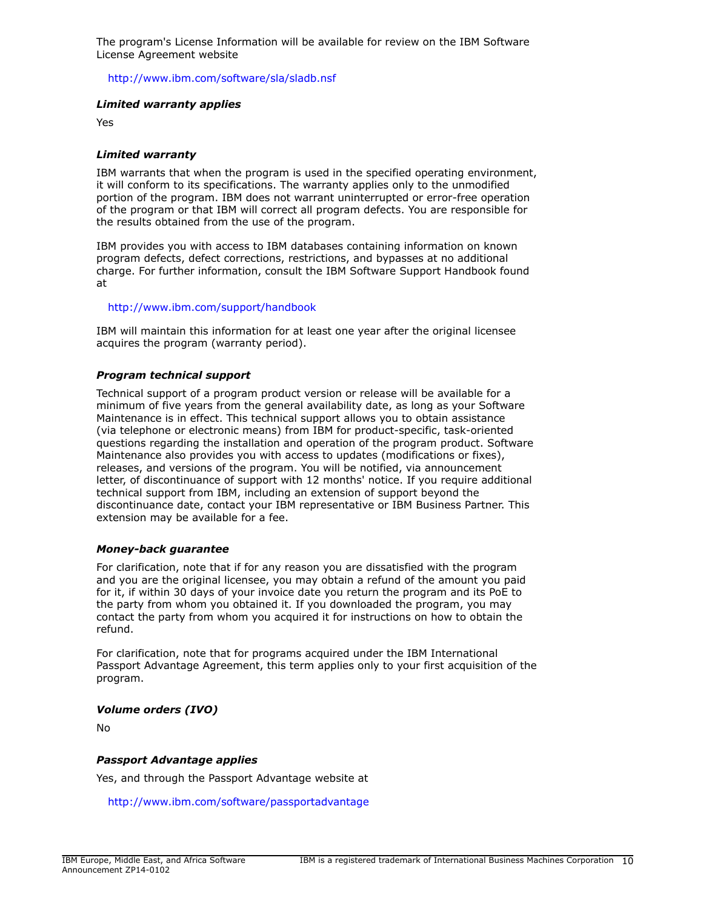The program's License Information will be available for review on the IBM Software License Agreement website

http://www.ibm.com/software/sla/sladb.nsf

### *Limited warranty applies*

Yes

### *Limited warranty*

IBM warrants that when the program is used in the specified operating environment, it will conform to its specifications. The warranty applies only to the unmodified portion of the program. IBM does not warrant uninterrupted or error-free operation of the program or that IBM will correct all program defects. You are responsible for the results obtained from the use of the program.

IBM provides you with access to IBM databases containing information on known program defects, defect corrections, restrictions, and bypasses at no additional charge. For further information, consult the IBM Software Support Handbook found at

http://www.ibm.com/support/handbook

IBM will maintain this information for at least one year after the original licensee acquires the program (warranty period).

### *Program technical support*

Technical support of a program product version or release will be available for a minimum of five years from the general availability date, as long as your Software Maintenance is in effect. This technical support allows you to obtain assistance (via telephone or electronic means) from IBM for product-specific, task-oriented questions regarding the installation and operation of the program product. Software Maintenance also provides you with access to updates (modifications or fixes), releases, and versions of the program. You will be notified, via announcement letter, of discontinuance of support with 12 months' notice. If you require additional technical support from IBM, including an extension of support beyond the discontinuance date, contact your IBM representative or IBM Business Partner. This extension may be available for a fee.

### *Money-back guarantee*

For clarification, note that if for any reason you are dissatisfied with the program and you are the original licensee, you may obtain a refund of the amount you paid for it, if within 30 days of your invoice date you return the program and its PoE to the party from whom you obtained it. If you downloaded the program, you may contact the party from whom you acquired it for instructions on how to obtain the refund.

For clarification, note that for programs acquired under the IBM International Passport Advantage Agreement, this term applies only to your first acquisition of the program.

### *Volume orders (IVO)*

No

### *Passport Advantage applies*

Yes, and through the Passport Advantage website at

http://www.ibm.com/software/passportadvantage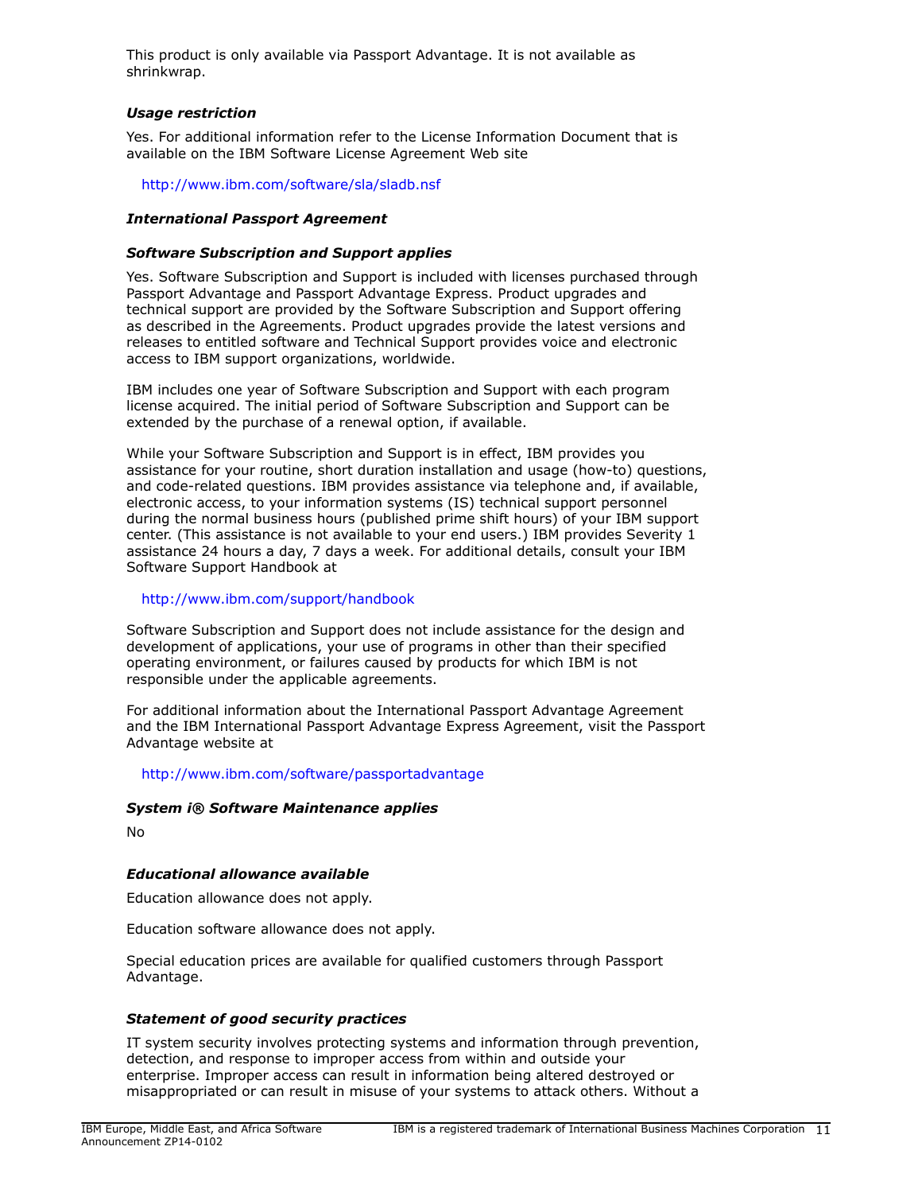This product is only available via Passport Advantage. It is not available as shrinkwrap.

### *Usage restriction*

Yes. For additional information refer to the License Information Document that is available on the IBM Software License Agreement Web site

http://www.ibm.com/software/sla/sladb.nsf

### *International Passport Agreement*

### *Software Subscription and Support applies*

Yes. Software Subscription and Support is included with licenses purchased through Passport Advantage and Passport Advantage Express. Product upgrades and technical support are provided by the Software Subscription and Support offering as described in the Agreements. Product upgrades provide the latest versions and releases to entitled software and Technical Support provides voice and electronic access to IBM support organizations, worldwide.

IBM includes one year of Software Subscription and Support with each program license acquired. The initial period of Software Subscription and Support can be extended by the purchase of a renewal option, if available.

While your Software Subscription and Support is in effect, IBM provides you assistance for your routine, short duration installation and usage (how-to) questions, and code-related questions. IBM provides assistance via telephone and, if available, electronic access, to your information systems (IS) technical support personnel during the normal business hours (published prime shift hours) of your IBM support center. (This assistance is not available to your end users.) IBM provides Severity 1 assistance 24 hours a day, 7 days a week. For additional details, consult your IBM Software Support Handbook at

http://www.ibm.com/support/handbook

Software Subscription and Support does not include assistance for the design and development of applications, your use of programs in other than their specified operating environment, or failures caused by products for which IBM is not responsible under the applicable agreements.

For additional information about the International Passport Advantage Agreement and the IBM International Passport Advantage Express Agreement, visit the Passport Advantage website at

http://www.ibm.com/software/passportadvantage

### *System i® Software Maintenance applies*

No

### *Educational allowance available*

Education allowance does not apply.

Education software allowance does not apply.

Special education prices are available for qualified customers through Passport Advantage.

### *Statement of good security practices*

IT system security involves protecting systems and information through prevention, detection, and response to improper access from within and outside your enterprise. Improper access can result in information being altered destroyed or misappropriated or can result in misuse of your systems to attack others. Without a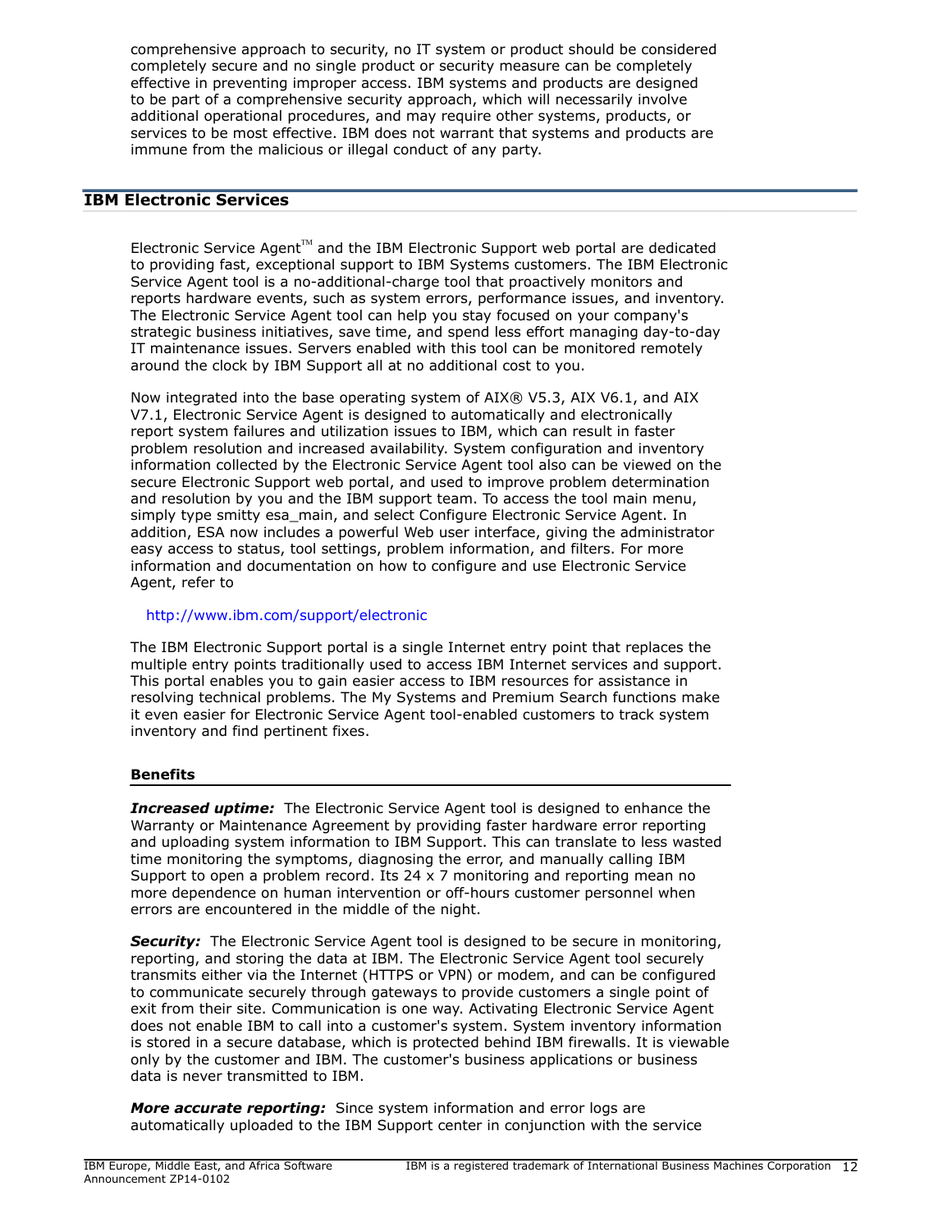comprehensive approach to security, no IT system or product should be considered completely secure and no single product or security measure can be completely effective in preventing improper access. IBM systems and products are designed to be part of a comprehensive security approach, which will necessarily involve additional operational procedures, and may require other systems, products, or services to be most effective. IBM does not warrant that systems and products are immune from the malicious or illegal conduct of any party.

## IBM Electronic Services

Electronic Service Agent™ and the IBM Electronic Support web portal are dedicated to providing fast, exceptional support to IBM Systems customers. The IBM Electronic Service Agent tool is a no-additional-charge tool that proactively monitors and reports hardware events, such as system errors, performance issues, and inventory. The Electronic Service Agent tool can help you stay focused on your company's strategic business initiatives, save time, and spend less effort managing day-to-day IT maintenance issues. Servers enabled with this tool can be monitored remotely around the clock by IBM Support all at no additional cost to you.

Now integrated into the base operating system of AIX® V5.3, AIX V6.1, and AIX V7.1, Electronic Service Agent is designed to automatically and electronically report system failures and utilization issues to IBM, which can result in faster problem resolution and increased availability. System configuration and inventory information collected by the Electronic Service Agent tool also can be viewed on the secure Electronic Support web portal, and used to improve problem determination and resolution by you and the IBM support team. To access the tool main menu, simply type smitty esa_main, and select Configure Electronic Service Agent. In addition, ESA now includes a powerful Web user interface, giving the administrator easy access to status, tool settings, problem information, and filters. For more information and documentation on how to configure and use Electronic Service Agent, refer to

http://www.ibm.com/support/electronic

The IBM Electronic Support portal is a single Internet entry point that replaces the multiple entry points traditionally used to access IBM Internet services and support. This portal enables you to gain easier access to IBM resources for assistance in resolving technical problems. The My Systems and Premium Search functions make it even easier for Electronic Service Agent tool-enabled customers to track system inventory and find pertinent fixes.

### Benefits

***Increased uptime:*** The Electronic Service Agent tool is designed to enhance the Warranty or Maintenance Agreement by providing faster hardware error reporting and uploading system information to IBM Support. This can translate to less wasted time monitoring the symptoms, diagnosing the error, and manually calling IBM Support to open a problem record. Its 24 x 7 monitoring and reporting mean no more dependence on human intervention or off-hours customer personnel when errors are encountered in the middle of the night.

***Security:*** The Electronic Service Agent tool is designed to be secure in monitoring, reporting, and storing the data at IBM. The Electronic Service Agent tool securely transmits either via the Internet (HTTPS or VPN) or modem, and can be configured to communicate securely through gateways to provide customers a single point of exit from their site. Communication is one way. Activating Electronic Service Agent does not enable IBM to call into a customer's system. System inventory information is stored in a secure database, which is protected behind IBM firewalls. It is viewable only by the customer and IBM. The customer's business applications or business data is never transmitted to IBM.

***More accurate reporting:*** Since system information and error logs are automatically uploaded to the IBM Support center in conjunction with the service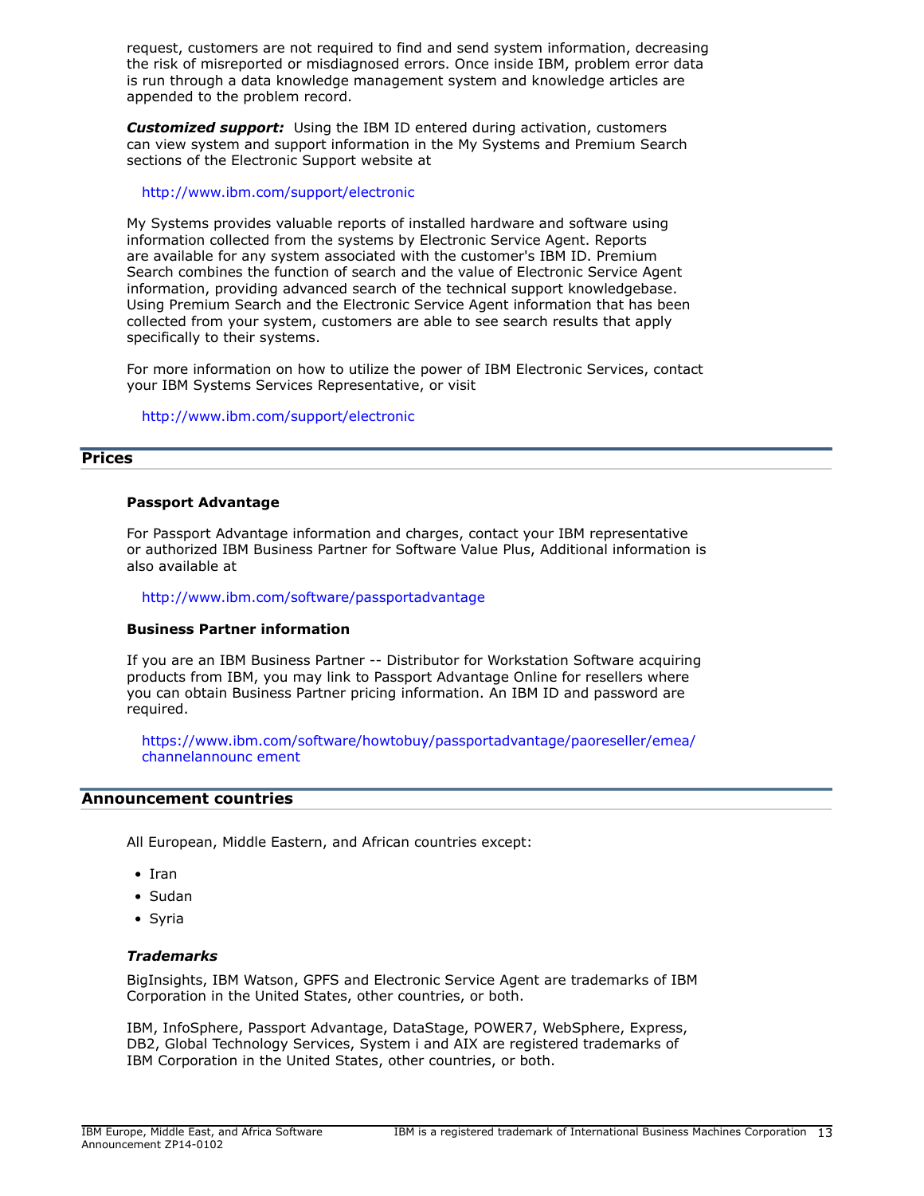request, customers are not required to find and send system information, decreasing the risk of misreported or misdiagnosed errors. Once inside IBM, problem error data is run through a data knowledge management system and knowledge articles are appended to the problem record.

***Customized support:*** Using the IBM ID entered during activation, customers can view system and support information in the My Systems and Premium Search sections of the Electronic Support website at

http://www.ibm.com/support/electronic

My Systems provides valuable reports of installed hardware and software using information collected from the systems by Electronic Service Agent. Reports are available for any system associated with the customer's IBM ID. Premium Search combines the function of search and the value of Electronic Service Agent information, providing advanced search of the technical support knowledgebase. Using Premium Search and the Electronic Service Agent information that has been collected from your system, customers are able to see search results that apply specifically to their systems.

For more information on how to utilize the power of IBM Electronic Services, contact your IBM Systems Services Representative, or visit

http://www.ibm.com/support/electronic

## Prices

### Passport Advantage

For Passport Advantage information and charges, contact your IBM representative or authorized IBM Business Partner for Software Value Plus, Additional information is also available at

http://www.ibm.com/software/passportadvantage

### Business Partner information

If you are an IBM Business Partner -- Distributor for Workstation Software acquiring products from IBM, you may link to Passport Advantage Online for resellers where you can obtain Business Partner pricing information. An IBM ID and password are required.

https://www.ibm.com/software/howtobuy/passportadvantage/paoreseller/emea/channelannounc ement

## Announcement countries

All European, Middle Eastern, and African countries except:

- Iran
- Sudan
- Syria

### *Trademarks*

BigInsights, IBM Watson, GPFS and Electronic Service Agent are trademarks of IBM Corporation in the United States, other countries, or both.

IBM, InfoSphere, Passport Advantage, DataStage, POWER7, WebSphere, Express, DB2, Global Technology Services, System i and AIX are registered trademarks of IBM Corporation in the United States, other countries, or both.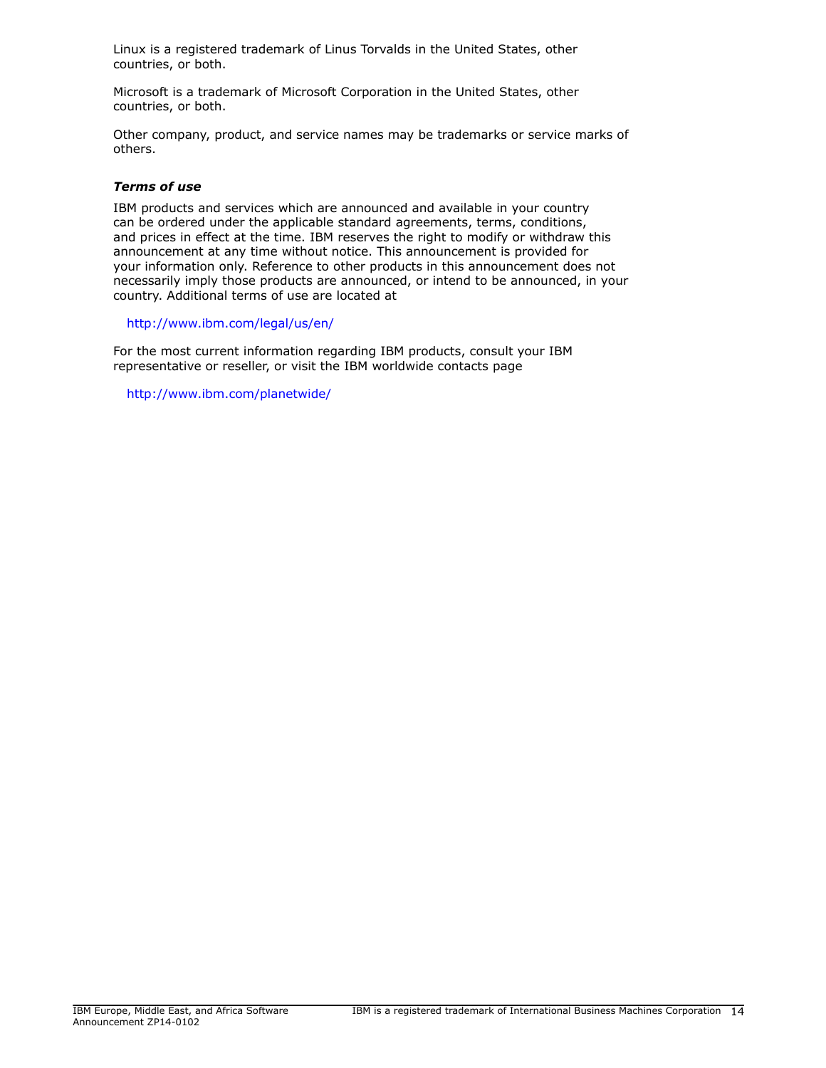Linux is a registered trademark of Linus Torvalds in the United States, other countries, or both.

Microsoft is a trademark of Microsoft Corporation in the United States, other countries, or both.

Other company, product, and service names may be trademarks or service marks of others.

***Terms of use***

IBM products and services which are announced and available in your country can be ordered under the applicable standard agreements, terms, conditions, and prices in effect at the time. IBM reserves the right to modify or withdraw this announcement at any time without notice. This announcement is provided for your information only. Reference to other products in this announcement does not necessarily imply those products are announced, or intend to be announced, in your country. Additional terms of use are located at

http://www.ibm.com/legal/us/en/

For the most current information regarding IBM products, consult your IBM representative or reseller, or visit the IBM worldwide contacts page

http://www.ibm.com/planetwide/